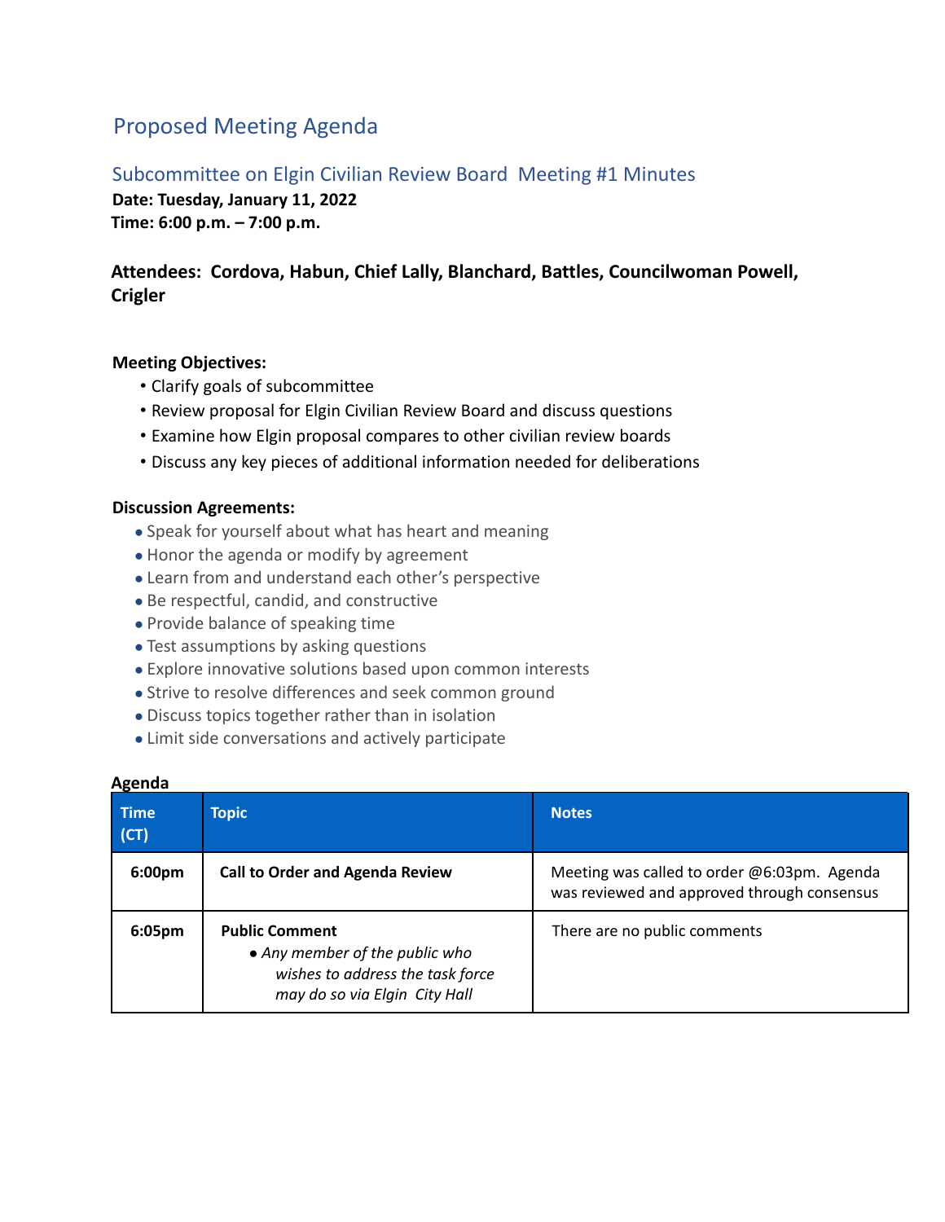# Proposed Meeting Agenda

## Subcommittee on Elgin Civilian Review Board Meeting #1 Minutes

**Date: Tuesday, January 11, 2022**
**Time: 6:00 p.m. – 7:00 p.m.**

**Attendees: Cordova, Habun, Chief Lally, Blanchard, Battles, Councilwoman Powell, Crigler**

**Meeting Objectives:**

- Clarify goals of subcommittee
- Review proposal for Elgin Civilian Review Board and discuss questions
- Examine how Elgin proposal compares to other civilian review boards
- Discuss any key pieces of additional information needed for deliberations

**Discussion Agreements:**

- Speak for yourself about what has heart and meaning
- Honor the agenda or modify by agreement
- Learn from and understand each other's perspective
- Be respectful, candid, and constructive
- Provide balance of speaking time
- Test assumptions by asking questions
- Explore innovative solutions based upon common interests
- Strive to resolve differences and seek common ground
- Discuss topics together rather than in isolation
- Limit side conversations and actively participate

**Agenda**

| Time (CT) | Topic | Notes |
|---|---|---|
| **6:00pm** | **Call to Order and Agenda Review** | Meeting was called to order @6:03pm. Agenda was reviewed and approved through consensus |
| **6:05pm** | **Public Comment**<br>• *Any member of the public who wishes to address the task force may do so via Elgin City Hall* | There are no public comments |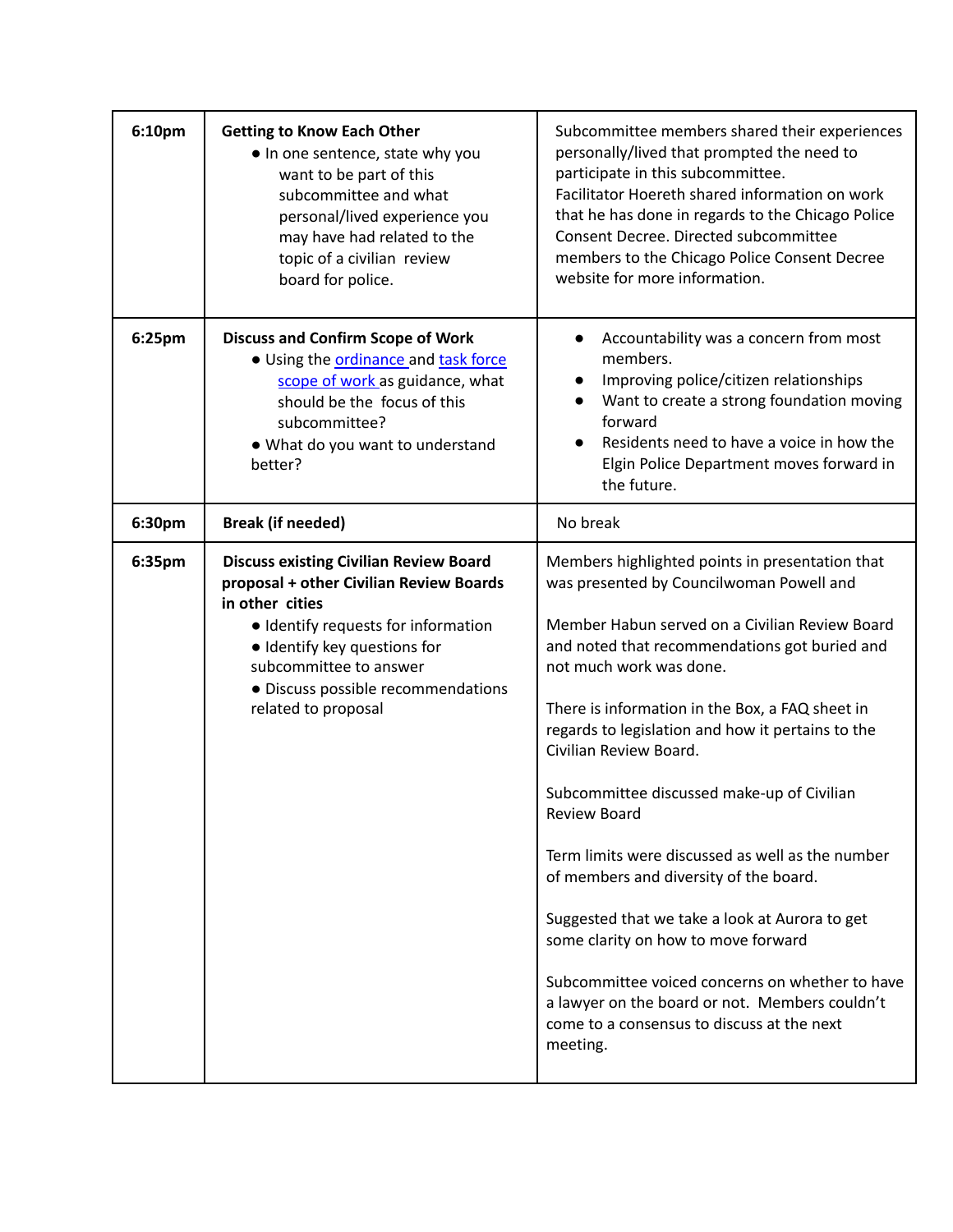| | | |
|---|---|---|
| 6:10pm | **Getting to Know Each Other**<br>● In one sentence, state why you want to be part of this subcommittee and what personal/lived experience you may have had related to the topic of a civilian review board for police. | Subcommittee members shared their experiences personally/lived that prompted the need to participate in this subcommittee.<br>Facilitator Hoereth shared information on work that he has done in regards to the Chicago Police Consent Decree. Directed subcommittee members to the Chicago Police Consent Decree website for more information. |
| 6:25pm | **Discuss and Confirm Scope of Work**<br>● Using the ordinance and task force scope of work as guidance, what should be the focus of this subcommittee?<br>● What do you want to understand better? | ● Accountability was a concern from most members.<br>● Improving police/citizen relationships<br>● Want to create a strong foundation moving forward<br>● Residents need to have a voice in how the Elgin Police Department moves forward in the future. |
| 6:30pm | **Break (if needed)** | No break |
| 6:35pm | **Discuss existing Civilian Review Board proposal + other Civilian Review Boards in other cities**<br>● Identify requests for information<br>● Identify key questions for subcommittee to answer<br>● Discuss possible recommendations related to proposal | Members highlighted points in presentation that was presented by Councilwoman Powell and<br><br>Member Habun served on a Civilian Review Board and noted that recommendations got buried and not much work was done.<br><br>There is information in the Box, a FAQ sheet in regards to legislation and how it pertains to the Civilian Review Board.<br><br>Subcommittee discussed make-up of Civilian Review Board<br><br>Term limits were discussed as well as the number of members and diversity of the board.<br><br>Suggested that we take a look at Aurora to get some clarity on how to move forward<br><br>Subcommittee voiced concerns on whether to have a lawyer on the board or not. Members couldn't come to a consensus to discuss at the next meeting. |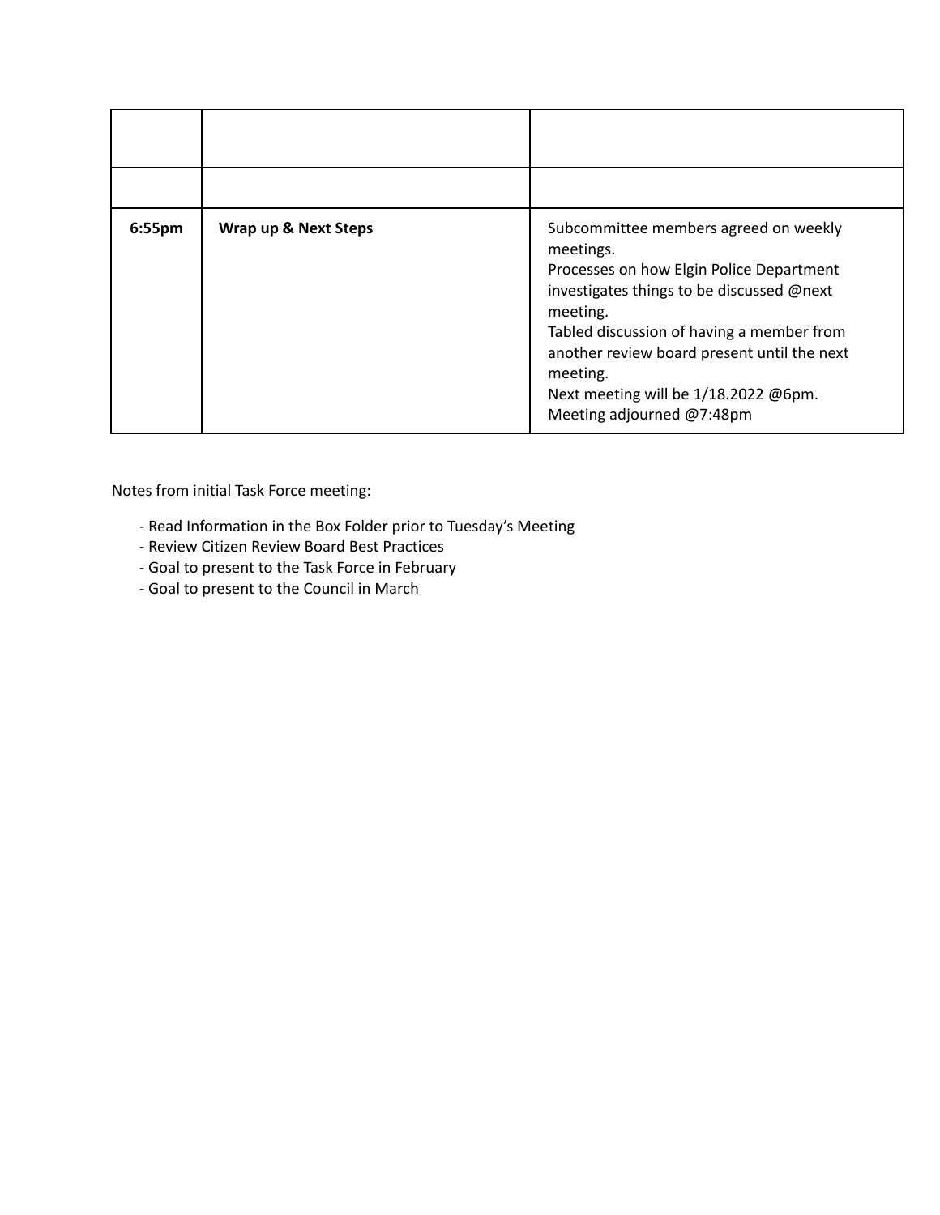| | | |
|---|---|---|
| | | |
| | | |
| **6:55pm** | **Wrap up & Next Steps** | Subcommittee members agreed on weekly meetings.<br>Processes on how Elgin Police Department investigates things to be discussed @next meeting.<br>Tabled discussion of having a member from another review board present until the next meeting.<br>Next meeting will be 1/18.2022 @6pm.<br>Meeting adjourned @7:48pm |

Notes from initial Task Force meeting:

- Read Information in the Box Folder prior to Tuesday's Meeting
- Review Citizen Review Board Best Practices
- Goal to present to the Task Force in February
- Goal to present to the Council in March